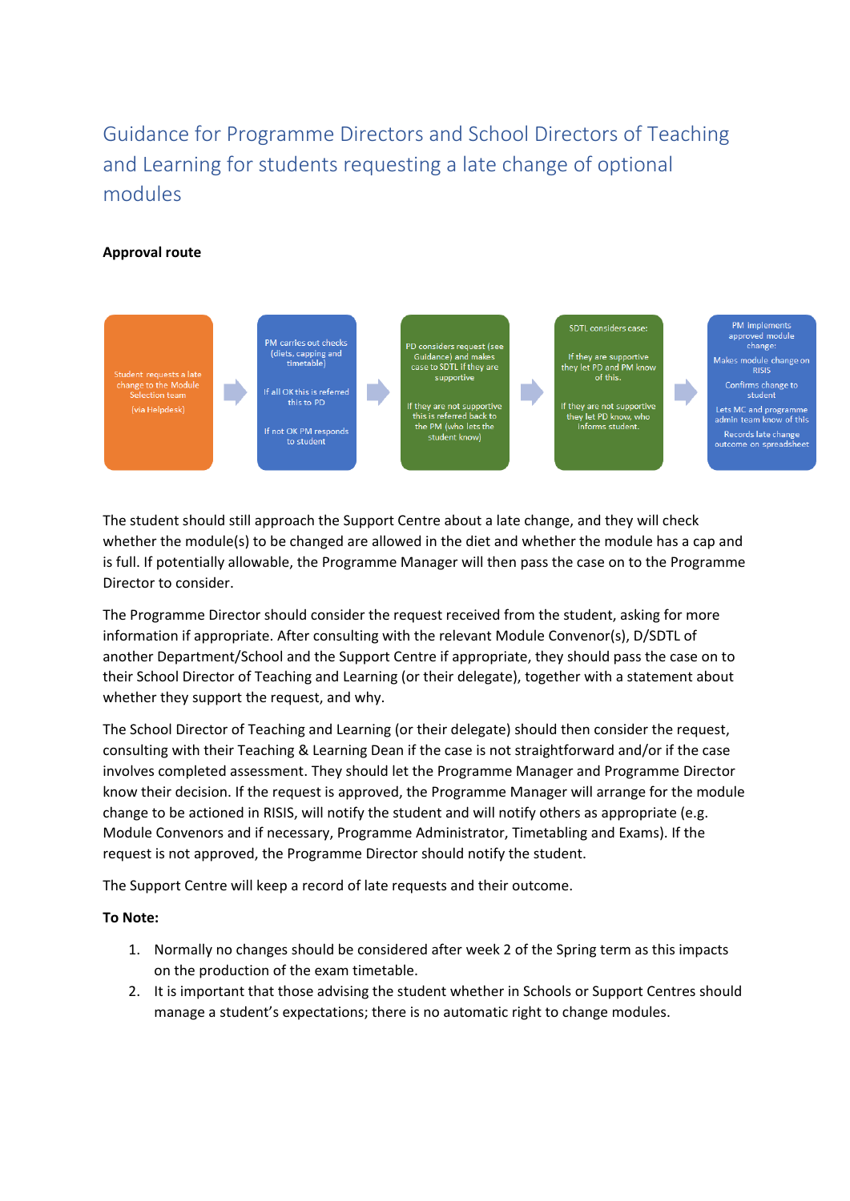# Guidance for Programme Directors and School Directors of Teaching and Learning for students requesting a late change of optional modules

**Approval route**

Student requests a late change to the Module Selection team

(via Helpdesk)

→

PM carries out checks (diets, capping and timetable)

If all OK this is referred this to PD

If not OK PM responds to student

→

PD considers request (see Guidance) and makes case to SDTL if they are supportive

If they are not supportive this is referred back to the PM (who lets the student know)

→

SDTL considers case:

If they are supportive they let PD and PM know of this.

If they are not supportive they let PD know, who informs student.

→

PM implements approved module change:

Makes module change on RISIS

Confirms change to student

Lets MC and programme admin team know of this

Records late change outcome on spreadsheet

The student should still approach the Support Centre about a late change, and they will check whether the module(s) to be changed are allowed in the diet and whether the module has a cap and is full. If potentially allowable, the Programme Manager will then pass the case on to the Programme Director to consider.

The Programme Director should consider the request received from the student, asking for more information if appropriate. After consulting with the relevant Module Convenor(s), D/SDTL of another Department/School and the Support Centre if appropriate, they should pass the case on to their School Director of Teaching and Learning (or their delegate), together with a statement about whether they support the request, and why.

The School Director of Teaching and Learning (or their delegate) should then consider the request, consulting with their Teaching & Learning Dean if the case is not straightforward and/or if the case involves completed assessment. They should let the Programme Manager and Programme Director know their decision. If the request is approved, the Programme Manager will arrange for the module change to be actioned in RISIS, will notify the student and will notify others as appropriate (e.g. Module Convenors and if necessary, Programme Administrator, Timetabling and Exams). If the request is not approved, the Programme Director should notify the student.

The Support Centre will keep a record of late requests and their outcome.

**To Note:**

1. Normally no changes should be considered after week 2 of the Spring term as this impacts on the production of the exam timetable.
2. It is important that those advising the student whether in Schools or Support Centres should manage a student's expectations; there is no automatic right to change modules.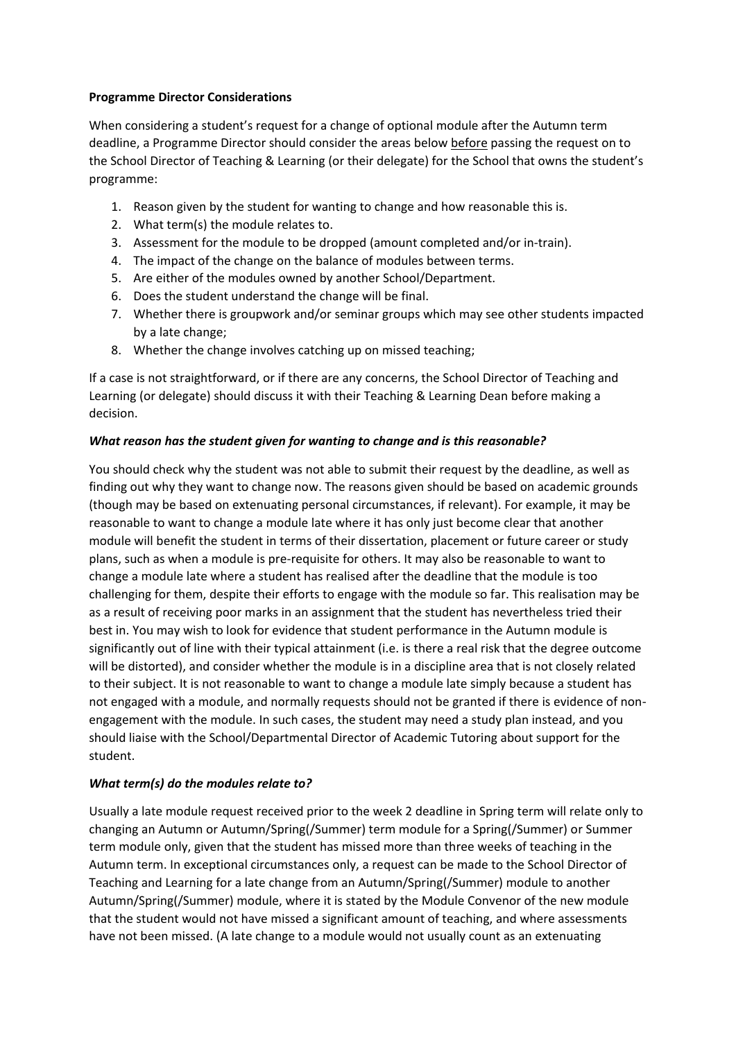**Programme Director Considerations**

When considering a student's request for a change of optional module after the Autumn term deadline, a Programme Director should consider the areas below <u>before</u> passing the request on to the School Director of Teaching & Learning (or their delegate) for the School that owns the student's programme:

1. Reason given by the student for wanting to change and how reasonable this is.
2. What term(s) the module relates to.
3. Assessment for the module to be dropped (amount completed and/or in-train).
4. The impact of the change on the balance of modules between terms.
5. Are either of the modules owned by another School/Department.
6. Does the student understand the change will be final.
7. Whether there is groupwork and/or seminar groups which may see other students impacted by a late change;
8. Whether the change involves catching up on missed teaching;

If a case is not straightforward, or if there are any concerns, the School Director of Teaching and Learning (or delegate) should discuss it with their Teaching & Learning Dean before making a decision.

***What reason has the student given for wanting to change and is this reasonable?***

You should check why the student was not able to submit their request by the deadline, as well as finding out why they want to change now. The reasons given should be based on academic grounds (though may be based on extenuating personal circumstances, if relevant). For example, it may be reasonable to want to change a module late where it has only just become clear that another module will benefit the student in terms of their dissertation, placement or future career or study plans, such as when a module is pre-requisite for others. It may also be reasonable to want to change a module late where a student has realised after the deadline that the module is too challenging for them, despite their efforts to engage with the module so far. This realisation may be as a result of receiving poor marks in an assignment that the student has nevertheless tried their best in. You may wish to look for evidence that student performance in the Autumn module is significantly out of line with their typical attainment (i.e. is there a real risk that the degree outcome will be distorted), and consider whether the module is in a discipline area that is not closely related to their subject. It is not reasonable to want to change a module late simply because a student has not engaged with a module, and normally requests should not be granted if there is evidence of non-engagement with the module. In such cases, the student may need a study plan instead, and you should liaise with the School/Departmental Director of Academic Tutoring about support for the student.

***What term(s) do the modules relate to?***

Usually a late module request received prior to the week 2 deadline in Spring term will relate only to changing an Autumn or Autumn/Spring(/Summer) term module for a Spring(/Summer) or Summer term module only, given that the student has missed more than three weeks of teaching in the Autumn term. In exceptional circumstances only, a request can be made to the School Director of Teaching and Learning for a late change from an Autumn/Spring(/Summer) module to another Autumn/Spring(/Summer) module, where it is stated by the Module Convenor of the new module that the student would not have missed a significant amount of teaching, and where assessments have not been missed. (A late change to a module would not usually count as an extenuating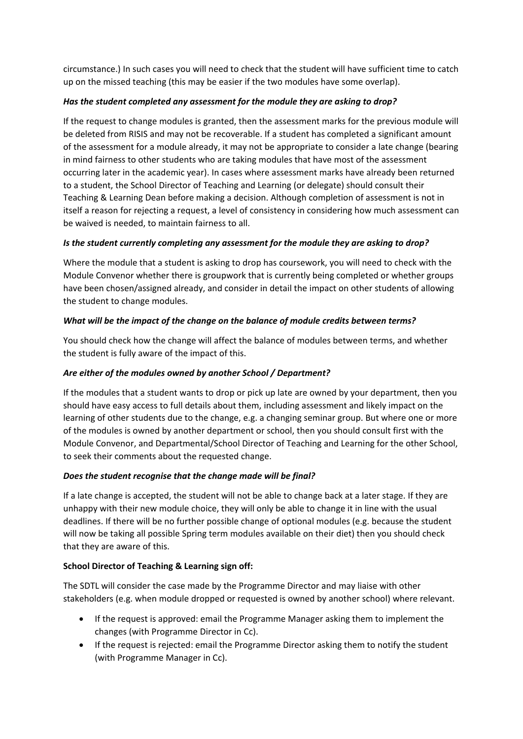circumstance.) In such cases you will need to check that the student will have sufficient time to catch up on the missed teaching (this may be easier if the two modules have some overlap).

***Has the student completed any assessment for the module they are asking to drop?***

If the request to change modules is granted, then the assessment marks for the previous module will be deleted from RISIS and may not be recoverable. If a student has completed a significant amount of the assessment for a module already, it may not be appropriate to consider a late change (bearing in mind fairness to other students who are taking modules that have most of the assessment occurring later in the academic year). In cases where assessment marks have already been returned to a student, the School Director of Teaching and Learning (or delegate) should consult their Teaching & Learning Dean before making a decision. Although completion of assessment is not in itself a reason for rejecting a request, a level of consistency in considering how much assessment can be waived is needed, to maintain fairness to all.

***Is the student currently completing any assessment for the module they are asking to drop?***

Where the module that a student is asking to drop has coursework, you will need to check with the Module Convenor whether there is groupwork that is currently being completed or whether groups have been chosen/assigned already, and consider in detail the impact on other students of allowing the student to change modules.

***What will be the impact of the change on the balance of module credits between terms?***

You should check how the change will affect the balance of modules between terms, and whether the student is fully aware of the impact of this.

***Are either of the modules owned by another School / Department?***

If the modules that a student wants to drop or pick up late are owned by your department, then you should have easy access to full details about them, including assessment and likely impact on the learning of other students due to the change, e.g. a changing seminar group. But where one or more of the modules is owned by another department or school, then you should consult first with the Module Convenor, and Departmental/School Director of Teaching and Learning for the other School, to seek their comments about the requested change.

***Does the student recognise that the change made will be final?***

If a late change is accepted, the student will not be able to change back at a later stage. If they are unhappy with their new module choice, they will only be able to change it in line with the usual deadlines. If there will be no further possible change of optional modules (e.g. because the student will now be taking all possible Spring term modules available on their diet) then you should check that they are aware of this.

**School Director of Teaching & Learning sign off:**

The SDTL will consider the case made by the Programme Director and may liaise with other stakeholders (e.g. when module dropped or requested is owned by another school) where relevant.

- If the request is approved: email the Programme Manager asking them to implement the changes (with Programme Director in Cc).
- If the request is rejected: email the Programme Director asking them to notify the student (with Programme Manager in Cc).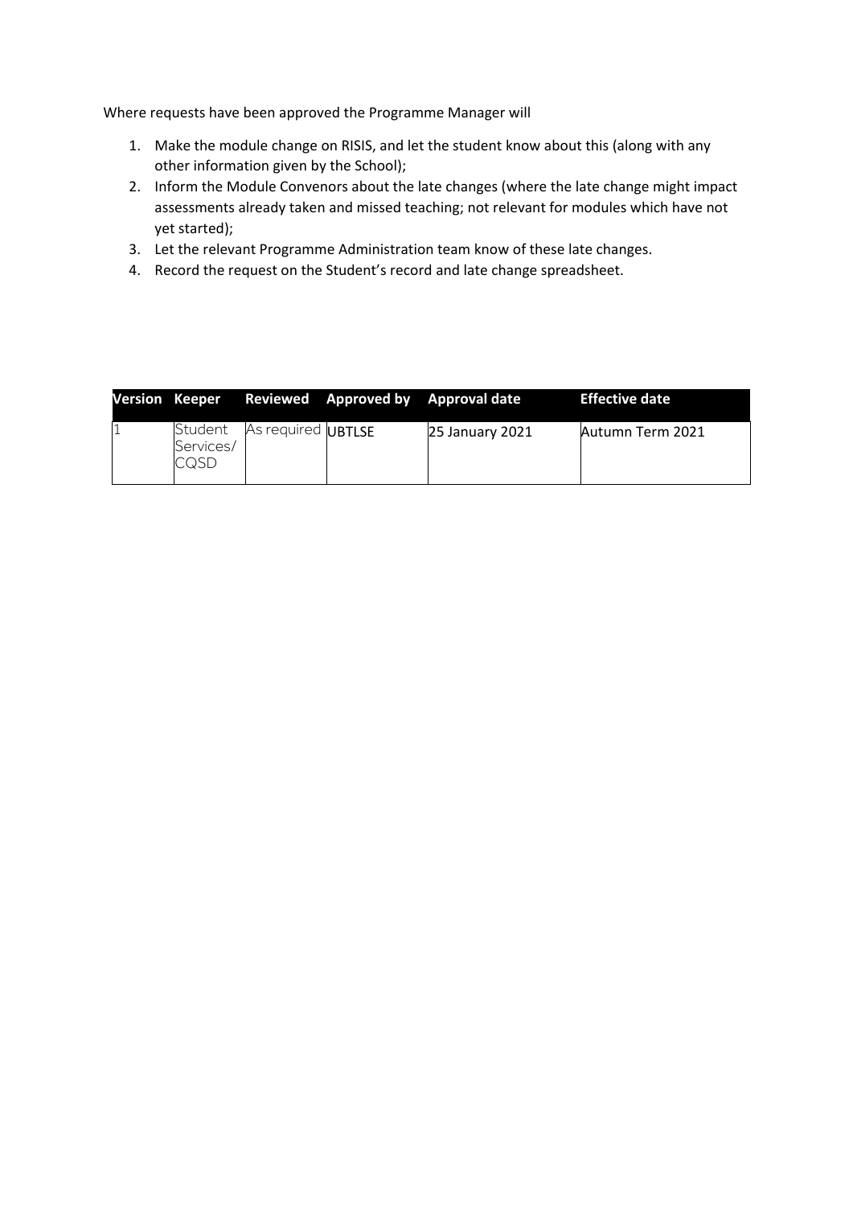Where requests have been approved the Programme Manager will

1. Make the module change on RISIS, and let the student know about this (along with any other information given by the School);
2. Inform the Module Convenors about the late changes (where the late change might impact assessments already taken and missed teaching; not relevant for modules which have not yet started);
3. Let the relevant Programme Administration team know of these late changes.
4. Record the request on the Student's record and late change spreadsheet.

| Version | Keeper | Reviewed | Approved by | Approval date | Effective date |
|---|---|---|---|---|---|
| 1 | Student Services/ CQSD | As required | UBTLSE | 25 January 2021 | Autumn Term 2021 |